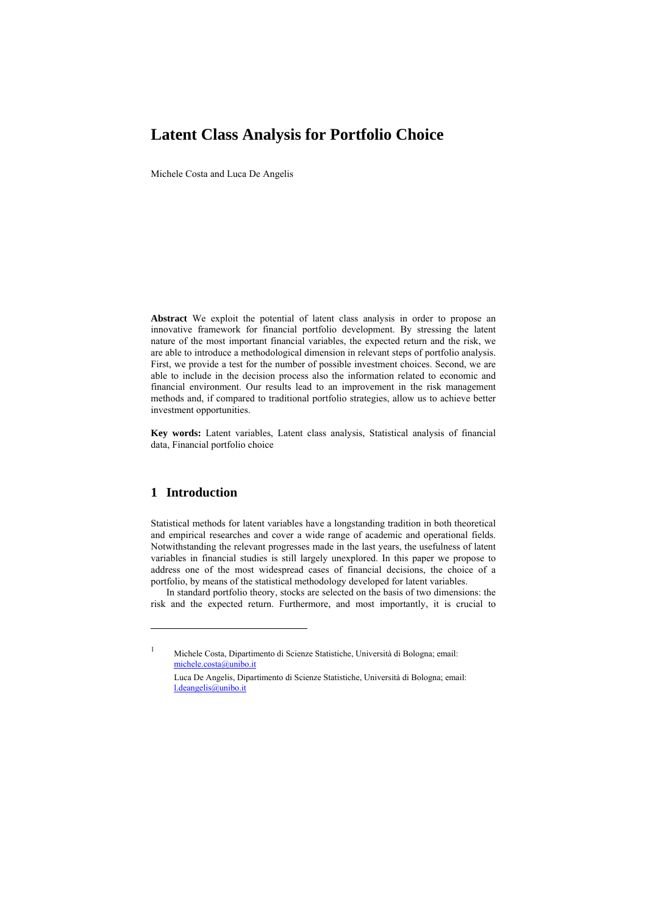# Latent Class Analysis for Portfolio Choice

Michele Costa and Luca De Angelis

**Abstract** We exploit the potential of latent class analysis in order to propose an innovative framework for financial portfolio development. By stressing the latent nature of the most important financial variables, the expected return and the risk, we are able to introduce a methodological dimension in relevant steps of portfolio analysis. First, we provide a test for the number of possible investment choices. Second, we are able to include in the decision process also the information related to economic and financial environment. Our results lead to an improvement in the risk management methods and, if compared to traditional portfolio strategies, allow us to achieve better investment opportunities.

**Key words:** Latent variables, Latent class analysis, Statistical analysis of financial data, Financial portfolio choice

## 1 Introduction

Statistical methods for latent variables have a longstanding tradition in both theoretical and empirical researches and cover a wide range of academic and operational fields. Notwithstanding the relevant progresses made in the last years, the usefulness of latent variables in financial studies is still largely unexplored. In this paper we propose to address one of the most widespread cases of financial decisions, the choice of a portfolio, by means of the statistical methodology developed for latent variables.

In standard portfolio theory, stocks are selected on the basis of two dimensions: the risk and the expected return. Furthermore, and most importantly, it is crucial to

---

[1] Michele Costa, Dipartimento di Scienze Statistiche, Università di Bologna; email: michele.costa@unibo.it

Luca De Angelis, Dipartimento di Scienze Statistiche, Università di Bologna; email: l.deangelis@unibo.it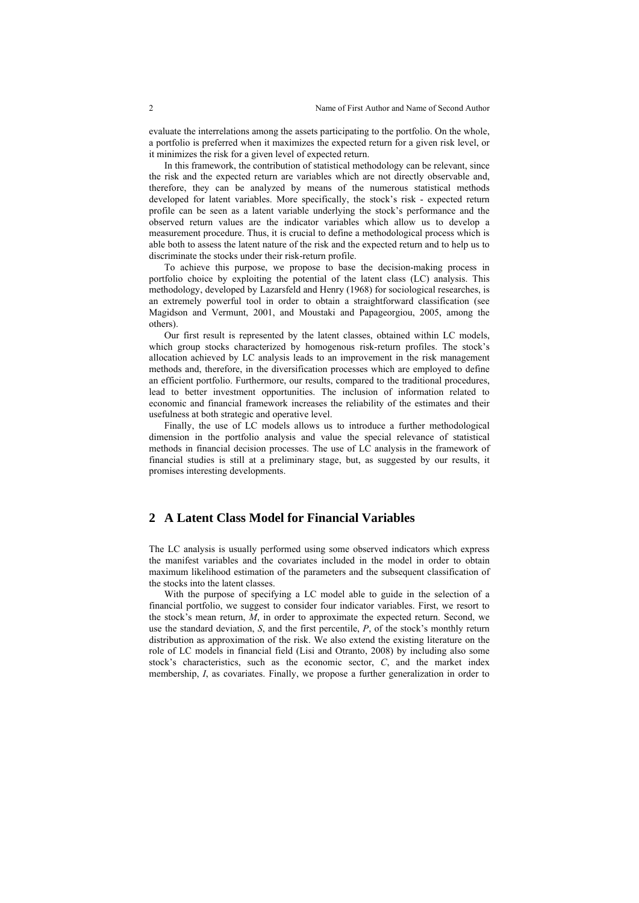evaluate the interrelations among the assets participating to the portfolio. On the whole, a portfolio is preferred when it maximizes the expected return for a given risk level, or it minimizes the risk for a given level of expected return.

In this framework, the contribution of statistical methodology can be relevant, since the risk and the expected return are variables which are not directly observable and, therefore, they can be analyzed by means of the numerous statistical methods developed for latent variables. More specifically, the stock's risk - expected return profile can be seen as a latent variable underlying the stock's performance and the observed return values are the indicator variables which allow us to develop a measurement procedure. Thus, it is crucial to define a methodological process which is able both to assess the latent nature of the risk and the expected return and to help us to discriminate the stocks under their risk-return profile.

To achieve this purpose, we propose to base the decision-making process in portfolio choice by exploiting the potential of the latent class (LC) analysis. This methodology, developed by Lazarsfeld and Henry (1968) for sociological researches, is an extremely powerful tool in order to obtain a straightforward classification (see Magidson and Vermunt, 2001, and Moustaki and Papageorgiou, 2005, among the others).

Our first result is represented by the latent classes, obtained within LC models, which group stocks characterized by homogenous risk-return profiles. The stock's allocation achieved by LC analysis leads to an improvement in the risk management methods and, therefore, in the diversification processes which are employed to define an efficient portfolio. Furthermore, our results, compared to the traditional procedures, lead to better investment opportunities. The inclusion of information related to economic and financial framework increases the reliability of the estimates and their usefulness at both strategic and operative level.

Finally, the use of LC models allows us to introduce a further methodological dimension in the portfolio analysis and value the special relevance of statistical methods in financial decision processes. The use of LC analysis in the framework of financial studies is still at a preliminary stage, but, as suggested by our results, it promises interesting developments.

## 2 A Latent Class Model for Financial Variables

The LC analysis is usually performed using some observed indicators which express the manifest variables and the covariates included in the model in order to obtain maximum likelihood estimation of the parameters and the subsequent classification of the stocks into the latent classes.

With the purpose of specifying a LC model able to guide in the selection of a financial portfolio, we suggest to consider four indicator variables. First, we resort to the stock's mean return, $M$, in order to approximate the expected return. Second, we use the standard deviation, $S$, and the first percentile, $P$, of the stock's monthly return distribution as approximation of the risk. We also extend the existing literature on the role of LC models in financial field (Lisi and Otranto, 2008) by including also some stock's characteristics, such as the economic sector, $C$, and the market index membership, $I$, as covariates. Finally, we propose a further generalization in order to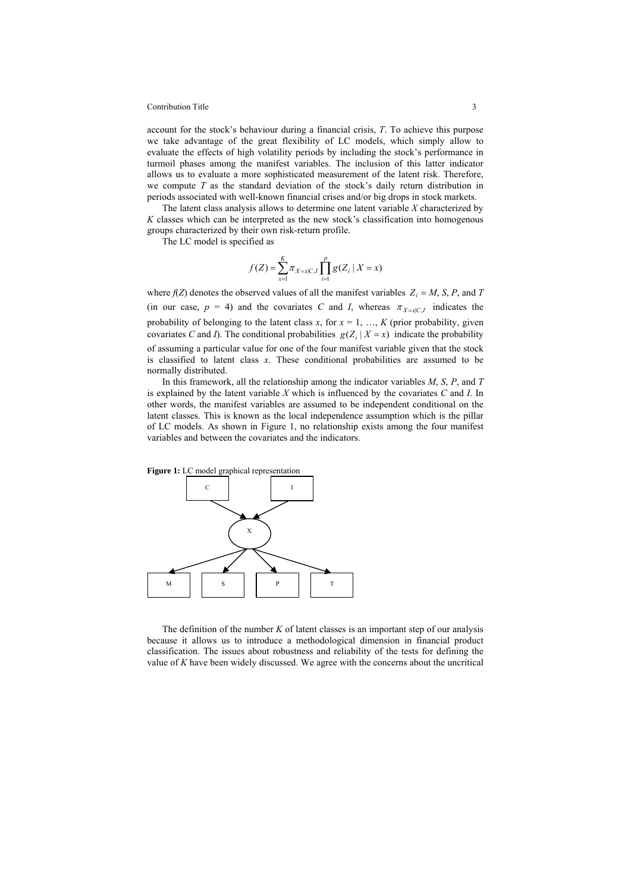account for the stock's behaviour during a financial crisis, *T*. To achieve this purpose we take advantage of the great flexibility of LC models, which simply allow to evaluate the effects of high volatility periods by including the stock's performance in turmoil phases among the manifest variables. The inclusion of this latter indicator allows us to evaluate a more sophisticated measurement of the latent risk. Therefore, we compute *T* as the standard deviation of the stock's daily return distribution in periods associated with well-known financial crises and/or big drops in stock markets.

The latent class analysis allows to determine one latent variable *X* characterized by *K* classes which can be interpreted as the new stock's classification into homogenous groups characterized by their own risk-return profile.

The LC model is specified as

$$f(Z) = \sum_{x=1}^{K} \pi_{X=x|C,I} \prod_{i=1}^{p} g(Z_i \mid X = x)$$

where $f(Z)$ denotes the observed values of all the manifest variables $Z_i = M, S, P$, and $T$ (in our case, $p = 4$) and the covariates *C* and *I*, whereas $\pi_{X=x|C,I}$ indicates the probability of belonging to the latent class *x*, for $x = 1, \ldots, K$ (prior probability, given covariates *C* and *I*). The conditional probabilities $g(Z_i \mid X = x)$ indicate the probability of assuming a particular value for one of the four manifest variable given that the stock is classified to latent class *x*. These conditional probabilities are assumed to be normally distributed.

In this framework, all the relationship among the indicator variables *M*, *S*, *P*, and *T* is explained by the latent variable *X* which is influenced by the covariates *C* and *I*. In other words, the manifest variables are assumed to be independent conditional on the latent classes. This is known as the local independence assumption which is the pillar of LC models. As shown in Figure 1, no relationship exists among the four manifest variables and between the covariates and the indicators.

**Figure 1:** LC model graphical representation

The definition of the number *K* of latent classes is an important step of our analysis because it allows us to introduce a methodological dimension in financial product classification. The issues about robustness and reliability of the tests for defining the value of *K* have been widely discussed. We agree with the concerns about the uncritical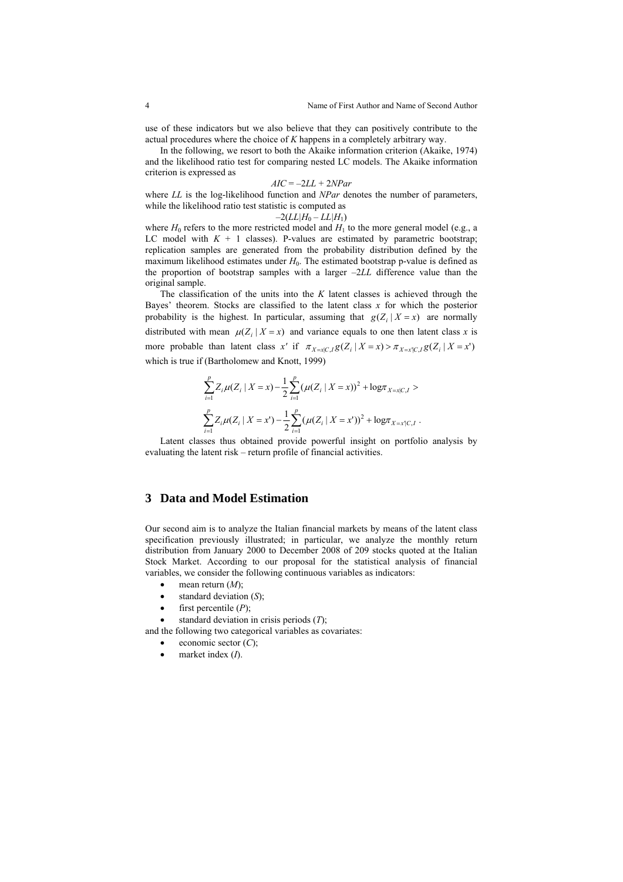use of these indicators but we also believe that they can positively contribute to the actual procedures where the choice of $K$ happens in a completely arbitrary way.

In the following, we resort to both the Akaike information criterion (Akaike, 1974) and the likelihood ratio test for comparing nested LC models. The Akaike information criterion is expressed as

$$AIC = -2LL + 2NPar$$

where $LL$ is the log-likelihood function and $NPar$ denotes the number of parameters, while the likelihood ratio test statistic is computed as

$$-2(LL|H_0 - LL|H_1)$$

where $H_0$ refers to the more restricted model and $H_1$ to the more general model (e.g., a LC model with $K + 1$ classes). P-values are estimated by parametric bootstrap; replication samples are generated from the probability distribution defined by the maximum likelihood estimates under $H_0$. The estimated bootstrap p-value is defined as the proportion of bootstrap samples with a larger $-2LL$ difference value than the original sample.

The classification of the units into the $K$ latent classes is achieved through the Bayes' theorem. Stocks are classified to the latent class $x$ for which the posterior probability is the highest. In particular, assuming that $g(Z_i \mid X = x)$ are normally distributed with mean $\mu(Z_i \mid X = x)$ and variance equals to one then latent class $x$ is more probable than latent class $x'$ if $\pi_{X=x|C,I}\, g(Z_i \mid X = x) > \pi_{X=x'|C,I}\, g(Z_i \mid X = x')$ which is true if (Bartholomew and Knott, 1999)

$$\sum_{i=1}^{p} Z_i \mu(Z_i \mid X = x) - \frac{1}{2}\sum_{i=1}^{p} (\mu(Z_i \mid X = x))^2 + \log \pi_{X=x|C,I} >$$

$$\sum_{i=1}^{p} Z_i \mu(Z_i \mid X = x') - \frac{1}{2}\sum_{i=1}^{p} (\mu(Z_i \mid X = x'))^2 + \log \pi_{X=x'|C,I} .$$

Latent classes thus obtained provide powerful insight on portfolio analysis by evaluating the latent risk – return profile of financial activities.

## 3 Data and Model Estimation

Our second aim is to analyze the Italian financial markets by means of the latent class specification previously illustrated; in particular, we analyze the monthly return distribution from January 2000 to December 2008 of 209 stocks quoted at the Italian Stock Market. According to our proposal for the statistical analysis of financial variables, we consider the following continuous variables as indicators:

- mean return ($M$);
- standard deviation ($S$);
- first percentile ($P$);
- standard deviation in crisis periods ($T$);

and the following two categorical variables as covariates:

- economic sector ($C$);
- market index ($I$).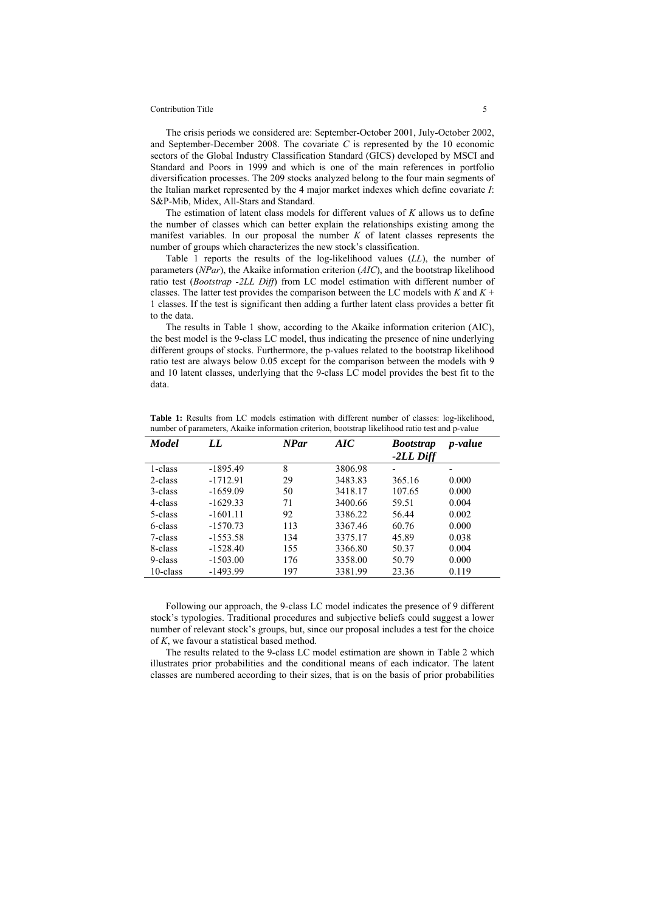The crisis periods we considered are: September-October 2001, July-October 2002, and September-December 2008. The covariate $C$ is represented by the 10 economic sectors of the Global Industry Classification Standard (GICS) developed by MSCI and Standard and Poors in 1999 and which is one of the main references in portfolio diversification processes. The 209 stocks analyzed belong to the four main segments of the Italian market represented by the 4 major market indexes which define covariate $I$: S&P-Mib, Midex, All-Stars and Standard.

The estimation of latent class models for different values of $K$ allows us to define the number of classes which can better explain the relationships existing among the manifest variables. In our proposal the number $K$ of latent classes represents the number of groups which characterizes the new stock's classification.

Table 1 reports the results of the log-likelihood values (*LL*), the number of parameters (*NPar*), the Akaike information criterion (*AIC*), and the bootstrap likelihood ratio test (*Bootstrap -2LL Diff*) from LC model estimation with different number of classes. The latter test provides the comparison between the LC models with $K$ and $K + 1$ classes. If the test is significant then adding a further latent class provides a better fit to the data.

The results in Table 1 show, according to the Akaike information criterion (AIC), the best model is the 9-class LC model, thus indicating the presence of nine underlying different groups of stocks. Furthermore, the p-values related to the bootstrap likelihood ratio test are always below 0.05 except for the comparison between the models with 9 and 10 latent classes, underlying that the 9-class LC model provides the best fit to the data.

**Table 1:** Results from LC models estimation with different number of classes: log-likelihood, number of parameters, Akaike information criterion, bootstrap likelihood ratio test and p-value

| ***Model*** | ***LL*** | ***NPar*** | ***AIC*** | ***Bootstrap -2LL Diff*** | ***p-value*** |
|---|---|---|---|---|---|
| 1-class | -1895.49 | 8 | 3806.98 | - | - |
| 2-class | -1712.91 | 29 | 3483.83 | 365.16 | 0.000 |
| 3-class | -1659.09 | 50 | 3418.17 | 107.65 | 0.000 |
| 4-class | -1629.33 | 71 | 3400.66 | 59.51 | 0.004 |
| 5-class | -1601.11 | 92 | 3386.22 | 56.44 | 0.002 |
| 6-class | -1570.73 | 113 | 3367.46 | 60.76 | 0.000 |
| 7-class | -1553.58 | 134 | 3375.17 | 45.89 | 0.038 |
| 8-class | -1528.40 | 155 | 3366.80 | 50.37 | 0.004 |
| 9-class | -1503.00 | 176 | 3358.00 | 50.79 | 0.000 |
| 10-class | -1493.99 | 197 | 3381.99 | 23.36 | 0.119 |

Following our approach, the 9-class LC model indicates the presence of 9 different stock's typologies. Traditional procedures and subjective beliefs could suggest a lower number of relevant stock's groups, but, since our proposal includes a test for the choice of $K$, we favour a statistical based method.

The results related to the 9-class LC model estimation are shown in Table 2 which illustrates prior probabilities and the conditional means of each indicator. The latent classes are numbered according to their sizes, that is on the basis of prior probabilities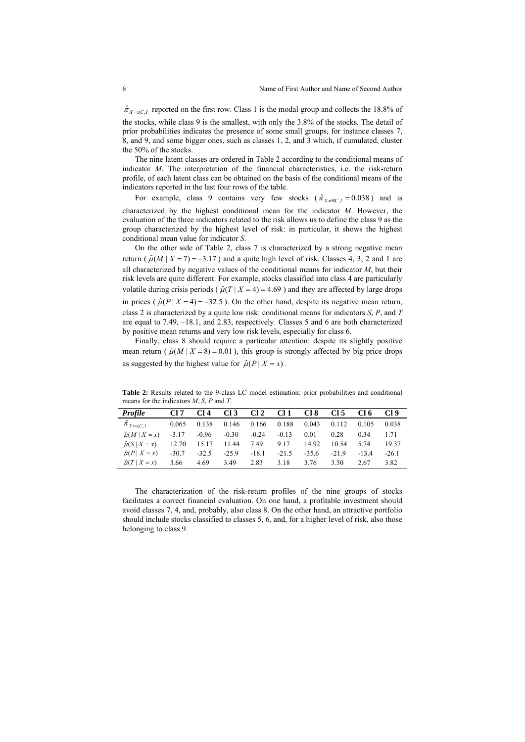$\hat{\pi}_{X=x|C,I}$ reported on the first row. Class 1 is the modal group and collects the 18.8% of the stocks, while class 9 is the smallest, with only the 3.8% of the stocks. The detail of prior probabilities indicates the presence of some small groups, for instance classes 7, 8, and 9, and some bigger ones, such as classes 1, 2, and 3 which, if cumulated, cluster the 50% of the stocks.

The nine latent classes are ordered in Table 2 according to the conditional means of indicator *M*. The interpretation of the financial characteristics, i.e. the risk-return profile, of each latent class can be obtained on the basis of the conditional means of the indicators reported in the last four rows of the table.

For example, class 9 contains very few stocks ($\hat{\pi}_{X=9|C,I} = 0.038$) and is characterized by the highest conditional mean for the indicator *M*. However, the evaluation of the three indicators related to the risk allows us to define the class 9 as the group characterized by the highest level of risk: in particular, it shows the highest conditional mean value for indicator *S*.

On the other side of Table 2, class 7 is characterized by a strong negative mean return ($\hat{\mu}(M \mid X=7) = -3.17$) and a quite high level of risk. Classes 4, 3, 2 and 1 are all characterized by negative values of the conditional means for indicator *M*, but their risk levels are quite different. For example, stocks classified into class 4 are particularly volatile during crisis periods ($\hat{\mu}(T \mid X=4) = 4.69$) and they are affected by large drops in prices ($\hat{\mu}(P \mid X=4) = -32.5$). On the other hand, despite its negative mean return, class 2 is characterized by a quite low risk: conditional means for indicators *S*, *P*, and *T* are equal to 7.49, –18.1, and 2.83, respectively. Classes 5 and 6 are both characterized by positive mean returns and very low risk levels, especially for class 6.

Finally, class 8 should require a particular attention: despite its slightly positive mean return ($\hat{\mu}(M \mid X=8) = 0.01$), this group is strongly affected by big price drops as suggested by the highest value for $\hat{\mu}(P \mid X=x)$.

**Table 2:** Results related to the 9-class LC model estimation: prior probabilities and conditional means for the indicators *M*, *S*, *P* and *T*.

| *Profile* | Cl 7 | Cl 4 | Cl 3 | Cl 2 | Cl 1 | Cl 8 | Cl 5 | Cl 6 | Cl 9 |
|---|---|---|---|---|---|---|---|---|---|
| $\hat{\pi}_{X=x\|C,I}$ | 0.065 | 0.138 | 0.146 | 0.166 | 0.188 | 0.043 | 0.112 | 0.105 | 0.038 |
| $\hat{\mu}(M \mid X=x)$ | -3.17 | -0.96 | -0.30 | -0.24 | -0.13 | 0.01 | 0.28 | 0.34 | 1.71 |
| $\hat{\mu}(S \mid X=x)$ | 12.70 | 15.17 | 11.44 | 7.49 | 9.17 | 14.92 | 10.54 | 5.74 | 19.37 |
| $\hat{\mu}(P \mid X=x)$ | -30.7 | -32.5 | -25.9 | -18.1 | -21.5 | -35.6 | -21.9 | -13.4 | -26.1 |
| $\hat{\mu}(T \mid X=x)$ | 3.66 | 4.69 | 3.49 | 2.83 | 3.18 | 3.76 | 3.50 | 2.67 | 3.82 |

The characterization of the risk-return profiles of the nine groups of stocks facilitates a correct financial evaluation. On one hand, a profitable investment should avoid classes 7, 4, and, probably, also class 8. On the other hand, an attractive portfolio should include stocks classified to classes 5, 6, and, for a higher level of risk, also those belonging to class 9.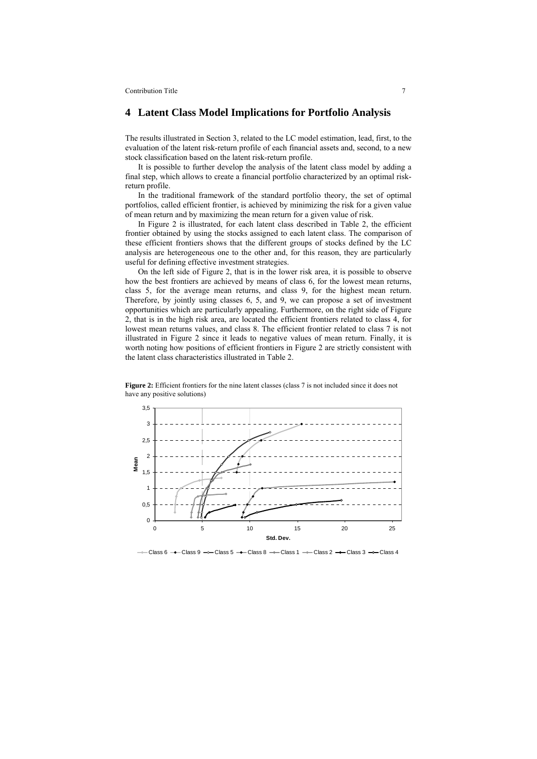## 4 Latent Class Model Implications for Portfolio Analysis

The results illustrated in Section 3, related to the LC model estimation, lead, first, to the evaluation of the latent risk-return profile of each financial assets and, second, to a new stock classification based on the latent risk-return profile.

It is possible to further develop the analysis of the latent class model by adding a final step, which allows to create a financial portfolio characterized by an optimal risk-return profile.

In the traditional framework of the standard portfolio theory, the set of optimal portfolios, called efficient frontier, is achieved by minimizing the risk for a given value of mean return and by maximizing the mean return for a given value of risk.

In Figure 2 is illustrated, for each latent class described in Table 2, the efficient frontier obtained by using the stocks assigned to each latent class. The comparison of these efficient frontiers shows that the different groups of stocks defined by the LC analysis are heterogeneous one to the other and, for this reason, they are particularly useful for defining effective investment strategies.

On the left side of Figure 2, that is in the lower risk area, it is possible to observe how the best frontiers are achieved by means of class 6, for the lowest mean returns, class 5, for the average mean returns, and class 9, for the highest mean return. Therefore, by jointly using classes 6, 5, and 9, we can propose a set of investment opportunities which are particularly appealing. Furthermore, on the right side of Figure 2, that is in the high risk area, are located the efficient frontiers related to class 4, for lowest mean returns values, and class 8. The efficient frontier related to class 7 is not illustrated in Figure 2 since it leads to negative values of mean return. Finally, it is worth noting how positions of efficient frontiers in Figure 2 are strictly consistent with the latent class characteristics illustrated in Table 2.

**Figure 2:** Efficient frontiers for the nine latent classes (class 7 is not included since it does not have any positive solutions)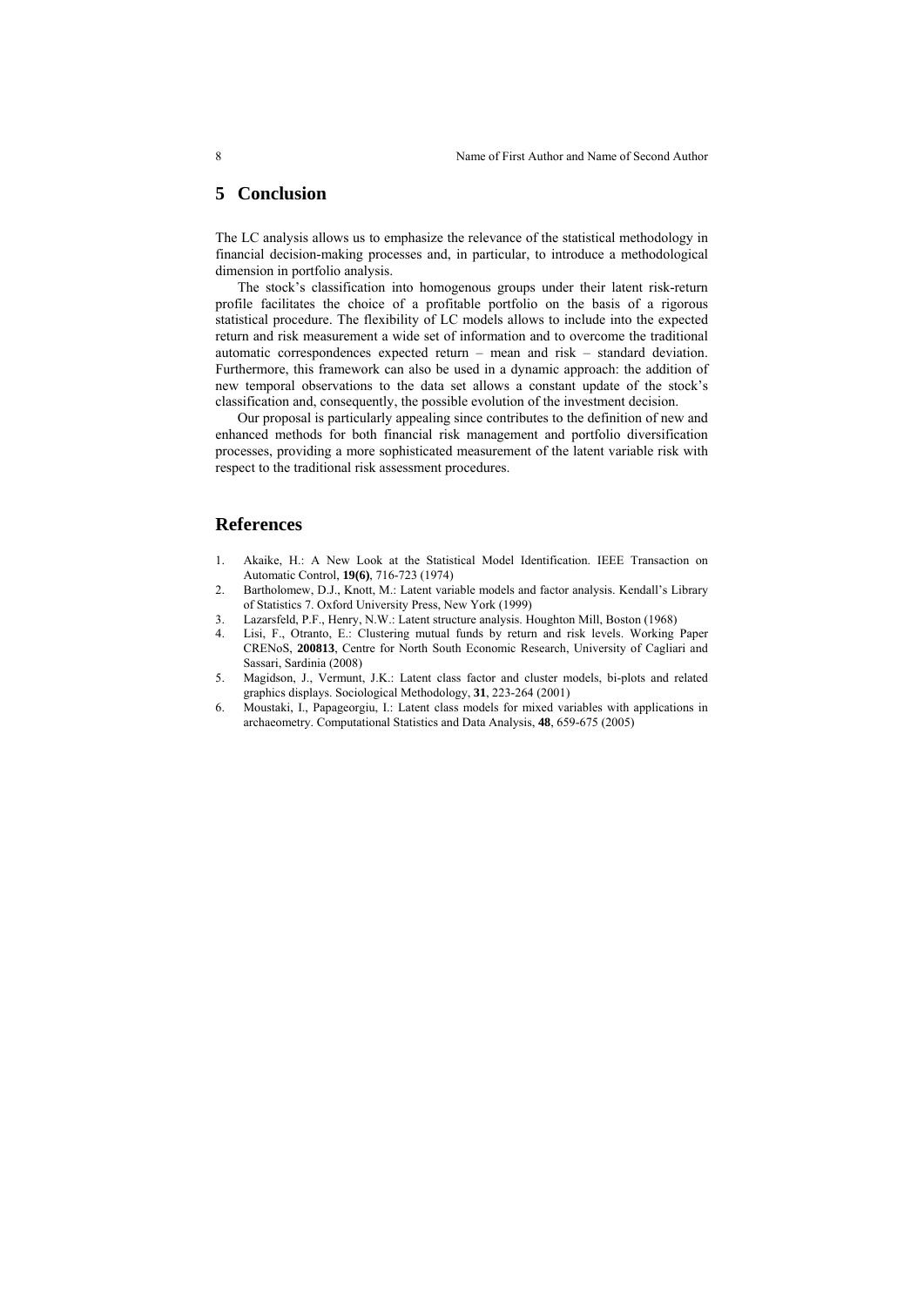## 5 Conclusion

The LC analysis allows us to emphasize the relevance of the statistical methodology in financial decision-making processes and, in particular, to introduce a methodological dimension in portfolio analysis.

The stock's classification into homogenous groups under their latent risk-return profile facilitates the choice of a profitable portfolio on the basis of a rigorous statistical procedure. The flexibility of LC models allows to include into the expected return and risk measurement a wide set of information and to overcome the traditional automatic correspondences expected return – mean and risk – standard deviation. Furthermore, this framework can also be used in a dynamic approach: the addition of new temporal observations to the data set allows a constant update of the stock's classification and, consequently, the possible evolution of the investment decision.

Our proposal is particularly appealing since contributes to the definition of new and enhanced methods for both financial risk management and portfolio diversification processes, providing a more sophisticated measurement of the latent variable risk with respect to the traditional risk assessment procedures.

## References

1. Akaike, H.: A New Look at the Statistical Model Identification. IEEE Transaction on Automatic Control, **19(6)**, 716-723 (1974)
2. Bartholomew, D.J., Knott, M.: Latent variable models and factor analysis. Kendall's Library of Statistics 7. Oxford University Press, New York (1999)
3. Lazarsfeld, P.F., Henry, N.W.: Latent structure analysis. Houghton Mill, Boston (1968)
4. Lisi, F., Otranto, E.: Clustering mutual funds by return and risk levels. Working Paper CRENoS, **200813**, Centre for North South Economic Research, University of Cagliari and Sassari, Sardinia (2008)
5. Magidson, J., Vermunt, J.K.: Latent class factor and cluster models, bi-plots and related graphics displays. Sociological Methodology, **31**, 223-264 (2001)
6. Moustaki, I., Papageorgiu, I.: Latent class models for mixed variables with applications in archaeometry. Computational Statistics and Data Analysis, **48**, 659-675 (2005)